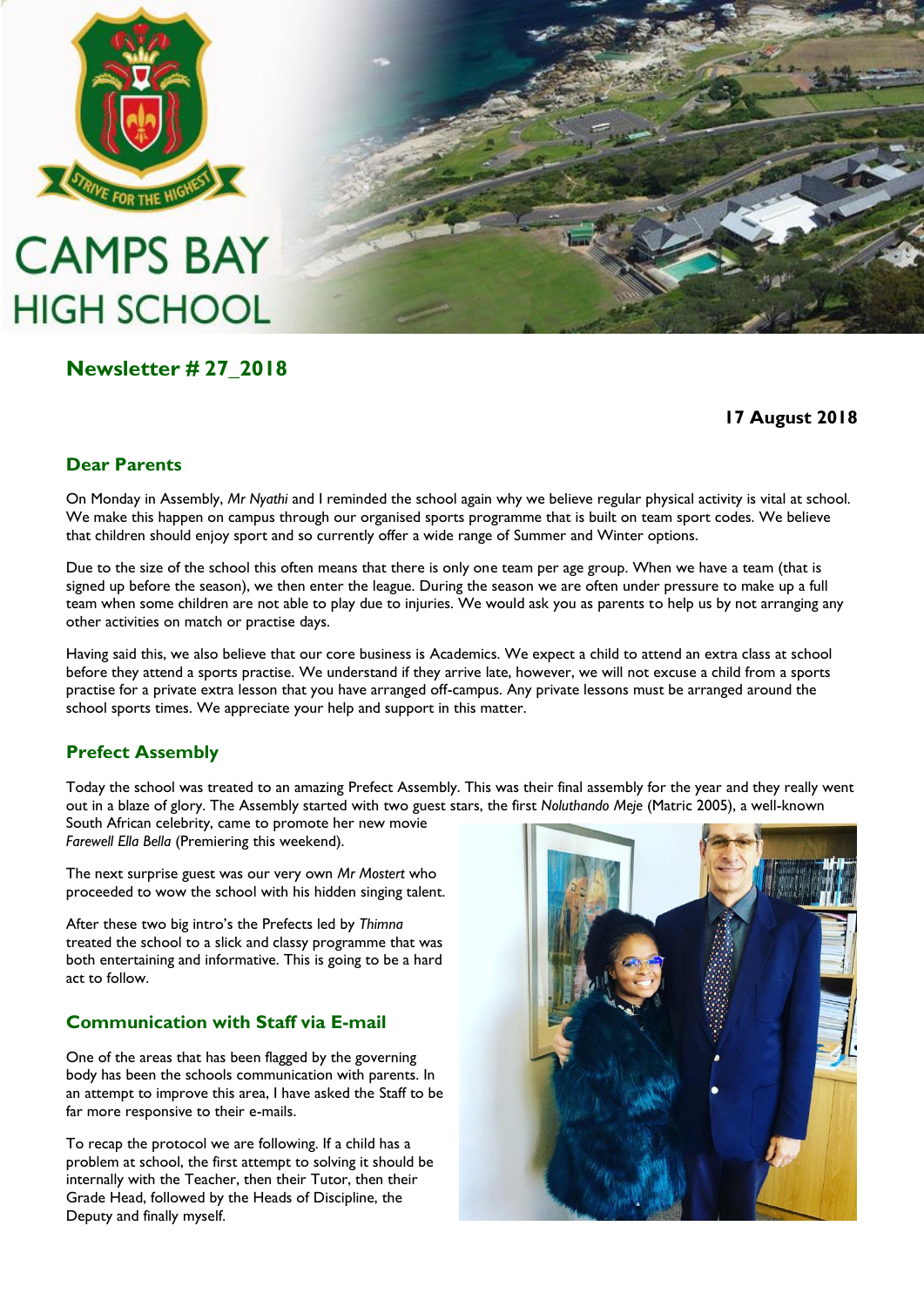# CAMPS BAY HIGH SCHOOL

STRIVE FOR THE HIGHEST

## Newsletter # 27_2018

**17 August 2018**

### Dear Parents

On Monday in Assembly, *Mr Nyathi* and I reminded the school again why we believe regular physical activity is vital at school. We make this happen on campus through our organised sports programme that is built on team sport codes. We believe that children should enjoy sport and so currently offer a wide range of Summer and Winter options.

Due to the size of the school this often means that there is only one team per age group. When we have a team (that is signed up before the season), we then enter the league. During the season we are often under pressure to make up a full team when some children are not able to play due to injuries. We would ask you as parents to help us by not arranging any other activities on match or practise days.

Having said this, we also believe that our core business is Academics. We expect a child to attend an extra class at school before they attend a sports practise. We understand if they arrive late, however, we will not excuse a child from a sports practise for a private extra lesson that you have arranged off-campus. Any private lessons must be arranged around the school sports times. We appreciate your help and support in this matter.

### Prefect Assembly

Today the school was treated to an amazing Prefect Assembly. This was their final assembly for the year and they really went out in a blaze of glory. The Assembly started with two guest stars, the first *Noluthando Meje* (Matric 2005), a well-known South African celebrity, came to promote her new movie *Farewell Ella Bella* (Premiering this weekend).

The next surprise guest was our very own *Mr Mostert* who proceeded to wow the school with his hidden singing talent.

After these two big intro's the Prefects led by *Thimna* treated the school to a slick and classy programme that was both entertaining and informative. This is going to be a hard act to follow.

### Communication with Staff via E-mail

One of the areas that has been flagged by the governing body has been the schools communication with parents. In an attempt to improve this area, I have asked the Staff to be far more responsive to their e-mails.

To recap the protocol we are following. If a child has a problem at school, the first attempt to solving it should be internally with the Teacher, then their Tutor, then their Grade Head, followed by the Heads of Discipline, the Deputy and finally myself.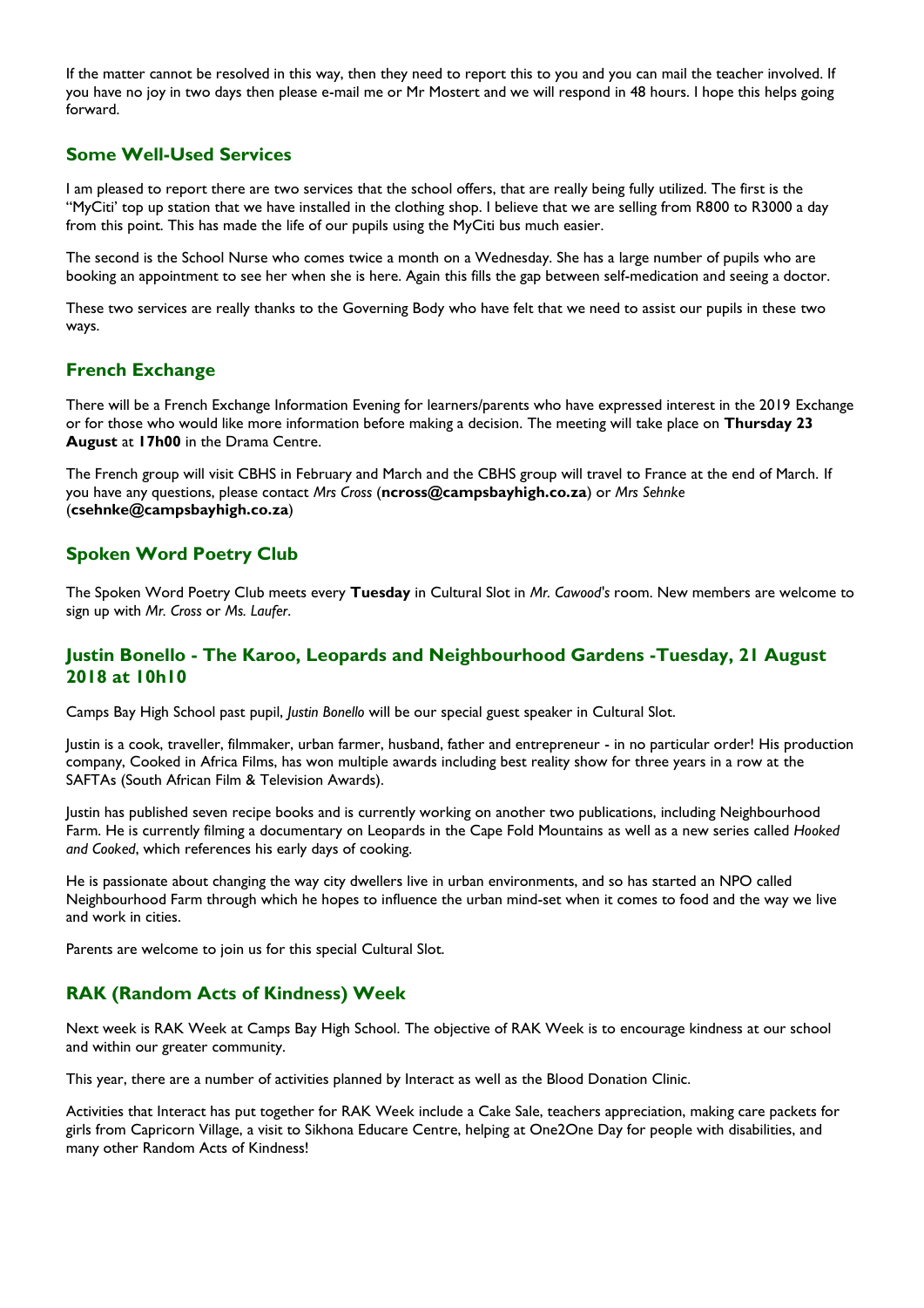If the matter cannot be resolved in this way, then they need to report this to you and you can mail the teacher involved. If you have no joy in two days then please e-mail me or Mr Mostert and we will respond in 48 hours. I hope this helps going forward.

## Some Well-Used Services

I am pleased to report there are two services that the school offers, that are really being fully utilized. The first is the "MyCiti' top up station that we have installed in the clothing shop. I believe that we are selling from R800 to R3000 a day from this point. This has made the life of our pupils using the MyCiti bus much easier.

The second is the School Nurse who comes twice a month on a Wednesday. She has a large number of pupils who are booking an appointment to see her when she is here. Again this fills the gap between self-medication and seeing a doctor.

These two services are really thanks to the Governing Body who have felt that we need to assist our pupils in these two ways.

## French Exchange

There will be a French Exchange Information Evening for learners/parents who have expressed interest in the 2019 Exchange or for those who would like more information before making a decision. The meeting will take place on **Thursday 23 August** at **17h00** in the Drama Centre.

The French group will visit CBHS in February and March and the CBHS group will travel to France at the end of March. If you have any questions, please contact *Mrs Cross* (**ncross@campsbayhigh.co.za**) or *Mrs Sehnke* (**csehnke@campsbayhigh.co.za**)

## Spoken Word Poetry Club

The Spoken Word Poetry Club meets every **Tuesday** in Cultural Slot in *Mr. Cawood's* room. New members are welcome to sign up with *Mr. Cross* or *Ms. Laufer*.

## Justin Bonello - The Karoo, Leopards and Neighbourhood Gardens -Tuesday, 21 August 2018 at 10h10

Camps Bay High School past pupil, *Justin Bonello* will be our special guest speaker in Cultural Slot.

Justin is a cook, traveller, filmmaker, urban farmer, husband, father and entrepreneur - in no particular order! His production company, Cooked in Africa Films, has won multiple awards including best reality show for three years in a row at the SAFTAs (South African Film & Television Awards).

Justin has published seven recipe books and is currently working on another two publications, including Neighbourhood Farm. He is currently filming a documentary on Leopards in the Cape Fold Mountains as well as a new series called *Hooked and Cooked*, which references his early days of cooking.

He is passionate about changing the way city dwellers live in urban environments, and so has started an NPO called Neighbourhood Farm through which he hopes to influence the urban mind-set when it comes to food and the way we live and work in cities.

Parents are welcome to join us for this special Cultural Slot.

## RAK (Random Acts of Kindness) Week

Next week is RAK Week at Camps Bay High School. The objective of RAK Week is to encourage kindness at our school and within our greater community.

This year, there are a number of activities planned by Interact as well as the Blood Donation Clinic.

Activities that Interact has put together for RAK Week include a Cake Sale, teachers appreciation, making care packets for girls from Capricorn Village, a visit to Sikhona Educare Centre, helping at One2One Day for people with disabilities, and many other Random Acts of Kindness!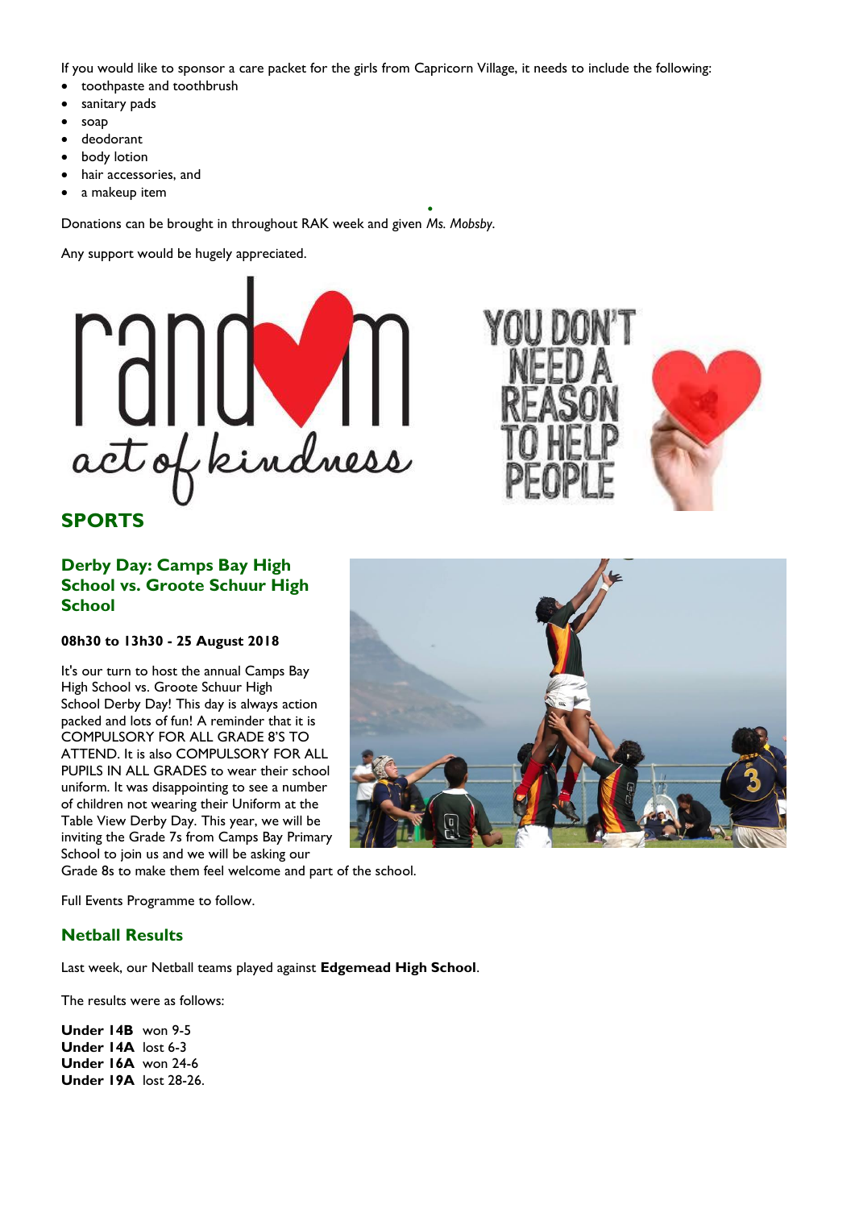If you would like to sponsor a care packet for the girls from Capricorn Village, it needs to include the following:

- toothpaste and toothbrush
- sanitary pads
- soap
- deodorant
- body lotion
- hair accessories, and
- a makeup item

Donations can be brought in throughout RAK week and given *Ms. Mobsby.*

Any support would be hugely appreciated.

## SPORTS

### Derby Day: Camps Bay High School vs. Groote Schuur High School

**08h30 to 13h30 - 25 August 2018**

It's our turn to host the annual Camps Bay High School vs. Groote Schuur High School Derby Day! This day is always action packed and lots of fun! A reminder that it is COMPULSORY FOR ALL GRADE 8'S TO ATTEND. It is also COMPULSORY FOR ALL PUPILS IN ALL GRADES to wear their school uniform. It was disappointing to see a number of children not wearing their Uniform at the Table View Derby Day. This year, we will be inviting the Grade 7s from Camps Bay Primary School to join us and we will be asking our Grade 8s to make them feel welcome and part of the school.

Full Events Programme to follow.

### Netball Results

Last week, our Netball teams played against **Edgemead High School**.

The results were as follows:

**Under 14B** won 9-5
**Under 14A** lost 6-3
**Under 16A** won 24-6
**Under 19A** lost 28-26.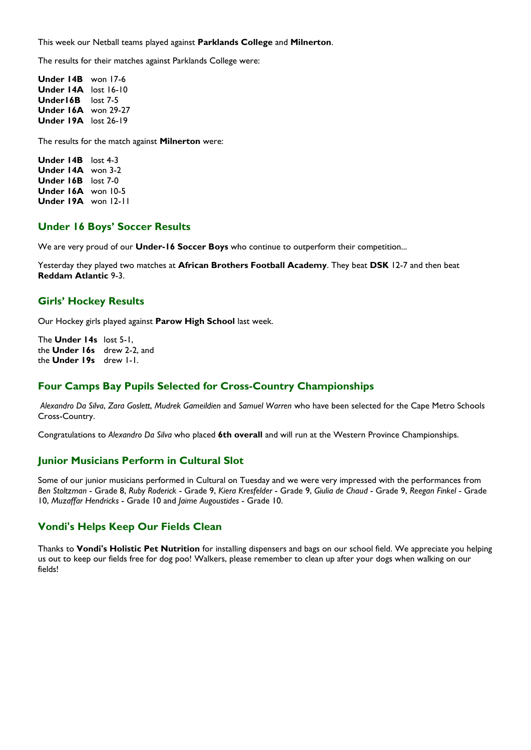This week our Netball teams played against **Parklands College** and **Milnerton**.

The results for their matches against Parklands College were:

**Under 14B** won 17-6
**Under 14A** lost 16-10
**Under16B** lost 7-5
**Under 16A** won 29-27
**Under 19A** lost 26-19

The results for the match against **Milnerton** were:

**Under 14B** lost 4-3
**Under 14A** won 3-2
**Under 16B** lost 7-0
**Under 16A** won 10-5
**Under 19A** won 12-11

## Under 16 Boys' Soccer Results

We are very proud of our **Under-16 Soccer Boys** who continue to outperform their competition...

Yesterday they played two matches at **African Brothers Football Academy**. They beat **DSK** 12-7 and then beat **Reddam Atlantic** 9-3.

## Girls' Hockey Results

Our Hockey girls played against **Parow High School** last week.

The **Under 14s** lost 5-1,
the **Under 16s** drew 2-2, and
the **Under 19s** drew 1-1.

## Four Camps Bay Pupils Selected for Cross-Country Championships

*Alexandro Da Silva*, *Zara Goslett*, *Mudrek Gameildien* and *Samuel Warren* who have been selected for the Cape Metro Schools Cross-Country.

Congratulations to *Alexandro Da Silva* who placed **6th overall** and will run at the Western Province Championships.

## Junior Musicians Perform in Cultural Slot

Some of our junior musicians performed in Cultural on Tuesday and we were very impressed with the performances from *Ben Stoltzman* - Grade 8, *Ruby Roderick* - Grade 9, *Kiera Kresfelder* - Grade 9, *Giulia de Chaud* - Grade 9, *Reegan Finkel* - Grade 10, *Muzaffar Hendricks* - Grade 10 and *Jaime Augoustides* - Grade 10.

## Vondi's Helps Keep Our Fields Clean

Thanks to **Vondi's Holistic Pet Nutrition** for installing dispensers and bags on our school field. We appreciate you helping us out to keep our fields free for dog poo! Walkers, please remember to clean up after your dogs when walking on our fields!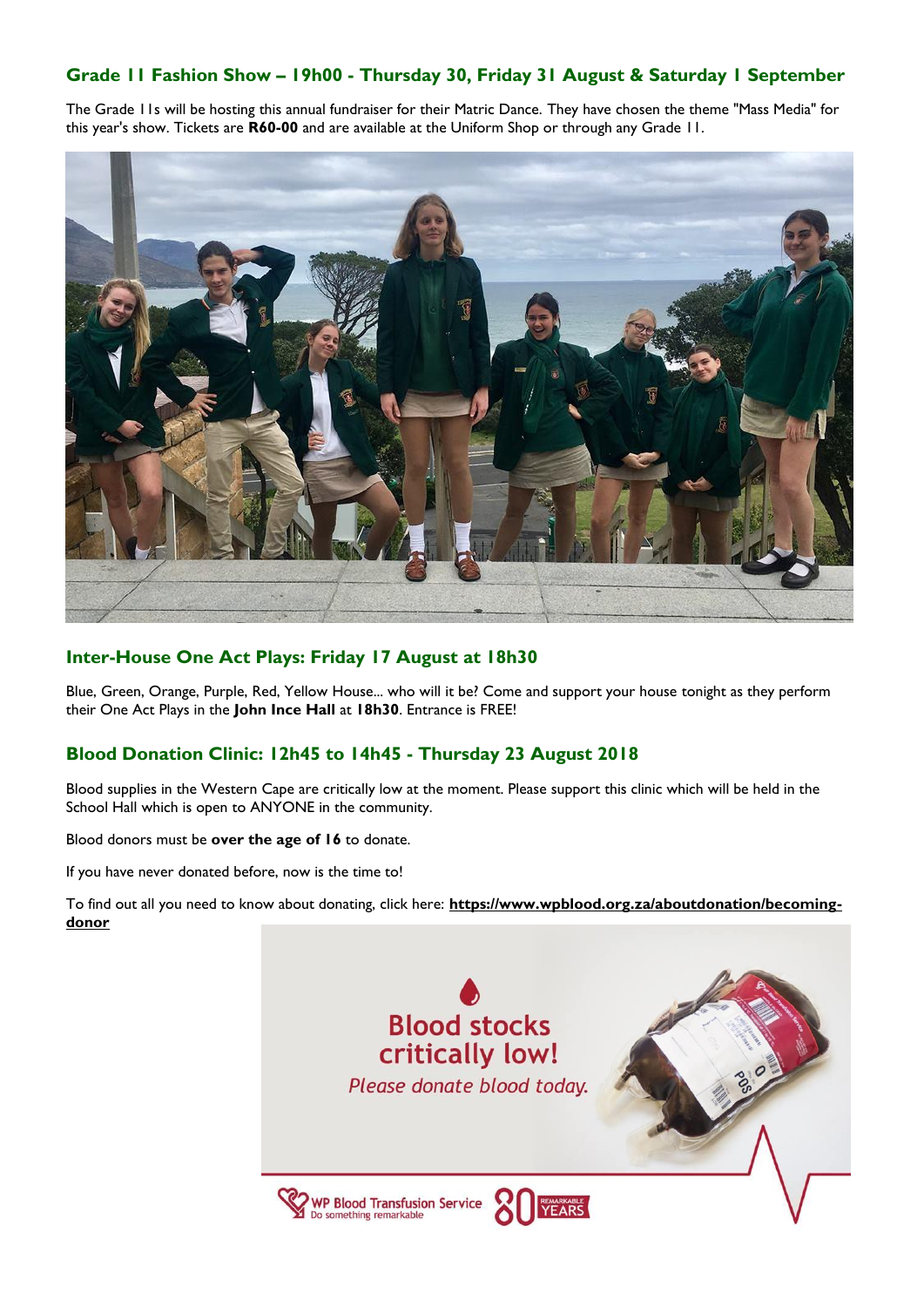## Grade 11 Fashion Show – 19h00 - Thursday 30, Friday 31 August & Saturday 1 September

The Grade 11s will be hosting this annual fundraiser for their Matric Dance. They have chosen the theme "Mass Media" for this year's show. Tickets are **R60-00** and are available at the Uniform Shop or through any Grade 11.

## Inter-House One Act Plays: Friday 17 August at 18h30

Blue, Green, Orange, Purple, Red, Yellow House... who will it be? Come and support your house tonight as they perform their One Act Plays in the **John Ince Hall** at **18h30**. Entrance is FREE!

## Blood Donation Clinic: 12h45 to 14h45 - Thursday 23 August 2018

Blood supplies in the Western Cape are critically low at the moment. Please support this clinic which will be held in the School Hall which is open to ANYONE in the community.

Blood donors must be **over the age of 16** to donate.

If you have never donated before, now is the time to!

To find out all you need to know about donating, click here: **https://www.wpblood.org.za/aboutdonation/becoming-donor**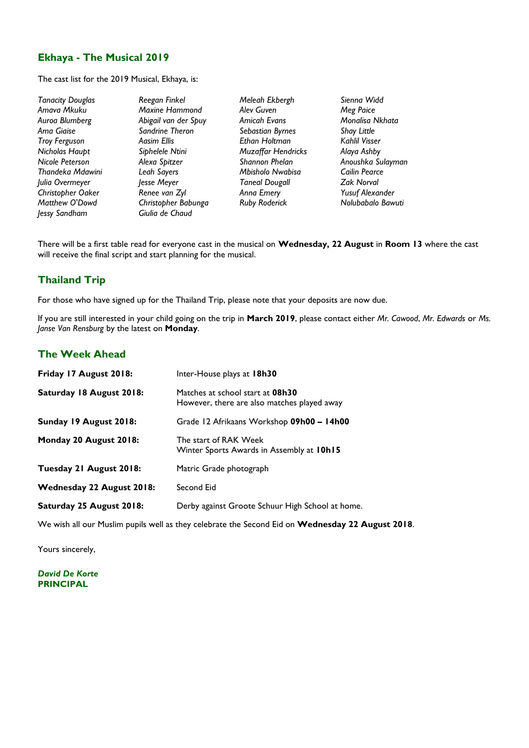## Ekhaya - The Musical 2019

The cast list for the 2019 Musical, Ekhaya, is:

*Tanacity Douglas*
*Amava Mkuku*
*Auroa Blumberg*
*Ama Giaise*
*Troy Ferguson*
*Nicholas Haupt*
*Nicole Peterson*
*Thandeka Mdawini*
*Julia Overmeyer*
*Christopher Oaker*
*Matthew O'Dowd*
*Jessy Sandham*
*Reegan Finkel*
*Maxine Hammond*
*Abigail van der Spuy*
*Sandrine Theron*
*Aasim Ellis*
*Siphelele Ntini*
*Alexa Spitzer*
*Leah Sayers*
*Jesse Meyer*
*Renee van Zyl*
*Christopher Babunga*
*Giulia de Chaud*
*Meleah Ekbergh*
*Alev Guven*
*Amicah Evans*
*Sebastian Byrnes*
*Ethan Holtman*
*Muzaffar Hendricks*
*Shannon Phelan*
*Mbisholo Nwabisa*
*Taneal Dougall*
*Anna Emery*
*Ruby Roderick*
*Sienna Widd*
*Meg Paice*
*Monalisa Nkhata*
*Shay Little*
*Kahlil Visser*
*Alaya Ashby*
*Anoushka Sulayman*
*Cailin Pearce*
*Zak Norval*
*Yusuf Alexander*
*Nolubabalo Bawuti*

There will be a first table read for everyone cast in the musical on **Wednesday, 22 August** in **Room 13** where the cast will receive the final script and start planning for the musical.

## Thailand Trip

For those who have signed up for the Thailand Trip, please note that your deposits are now due.

If you are still interested in your child going on the trip in **March 2019**, please contact either *Mr. Cawood*, *Mr. Edwards* or *Ms. Janse Van Rensburg* by the latest on **Monday**.

## The Week Ahead

| | |
|---|---|
| **Friday 17 August 2018:** | Inter-House plays at **18h30** |
| **Saturday 18 August 2018:** | Matches at school start at **08h30**<br>However, there are also matches played away |
| **Sunday 19 August 2018:** | Grade 12 Afrikaans Workshop **09h00 – 14h00** |
| **Monday 20 August 2018:** | The start of RAK Week<br>Winter Sports Awards in Assembly at **10h15** |
| **Tuesday 21 August 2018:** | Matric Grade photograph |
| **Wednesday 22 August 2018:** | Second Eid |
| **Saturday 25 August 2018:** | Derby against Groote Schuur High School at home. |

We wish all our Muslim pupils well as they celebrate the Second Eid on **Wednesday 22 August 2018**.

Yours sincerely,

***David De Korte***
**PRINCIPAL**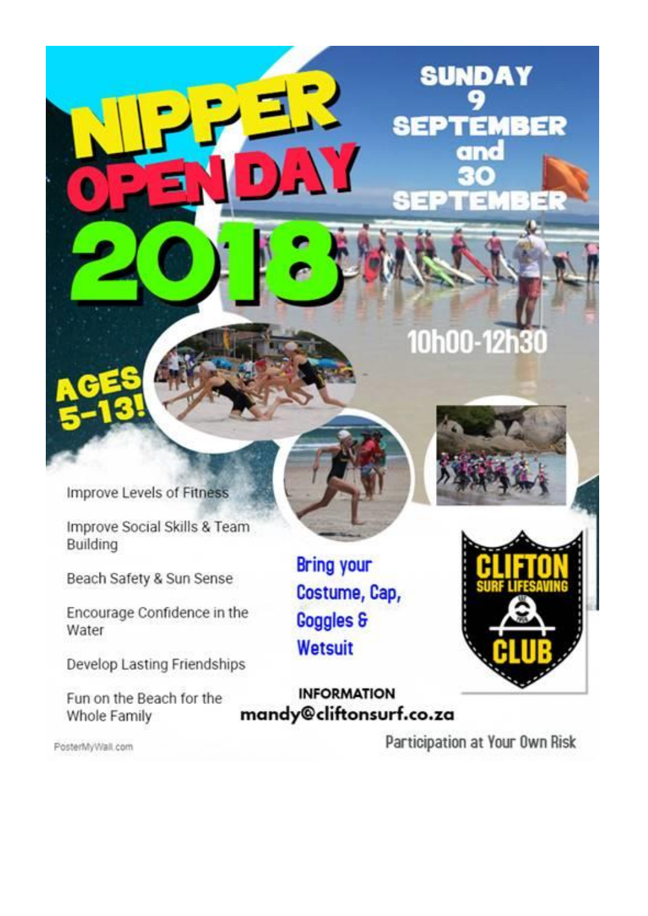# NIPPER OPEN DAY 2018

**SUNDAY 9 SEPTEMBER and 30 SEPTEMBER**

**10h00-12h30**

**AGES 5-13!**

- Improve Levels of Fitness
- Improve Social Skills & Team Building
- Beach Safety & Sun Sense
- Encourage Confidence in the Water
- Develop Lasting Friendships
- Fun on the Beach for the Whole Family

**Bring your Costume, Cap, Goggles & Wetsuit**

**CLIFTON SURF LIFESAVING CLUB**

**INFORMATION**
**mandy@cliftonsurf.co.za**

PosterMyWall.com

Participation at Your Own Risk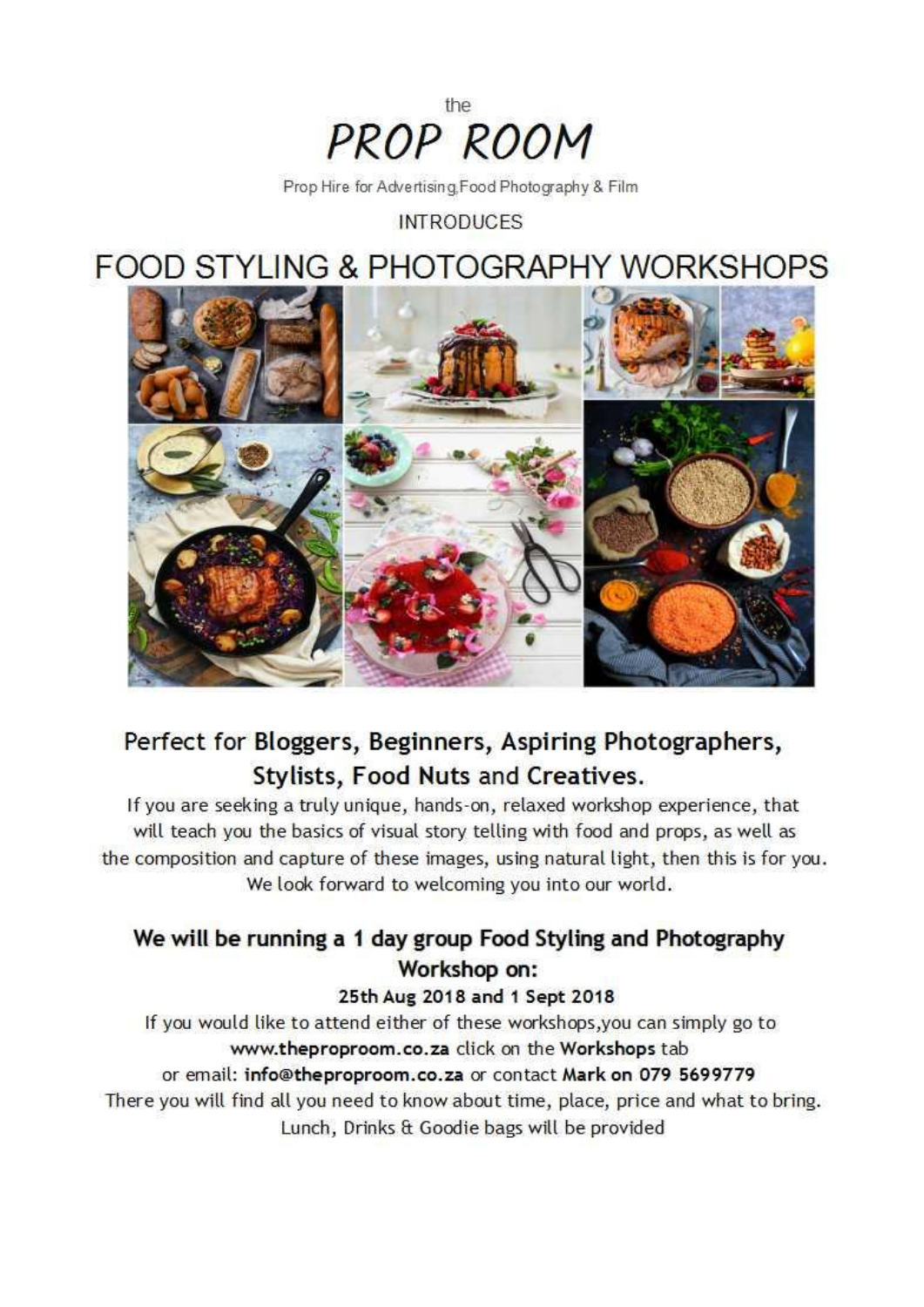the

# PROP ROOM

Prop Hire for Advertising,Food Photography & Film

INTRODUCES

# FOOD STYLING & PHOTOGRAPHY WORKSHOPS

## Perfect for **Bloggers, Beginners, Aspiring Photographers, Stylists, Food Nuts** and **Creatives.**

If you are seeking a truly unique, hands-on, relaxed workshop experience, that will teach you the basics of visual story telling with food and props, as well as the composition and capture of these images, using natural light, then this is for you. We look forward to welcoming you into our world.

## We will be running a 1 day group Food Styling and Photography Workshop on:

**25th Aug 2018 and 1 Sept 2018**

If you would like to attend either of these workshops,you can simply go to **www.theproproom.co.za** click on the **Workshops** tab
or email: **info@theproproom.co.za** or contact **Mark on 079 5699779**
There you will find all you need to know about time, place, price and what to bring.
Lunch, Drinks & Goodie bags will be provided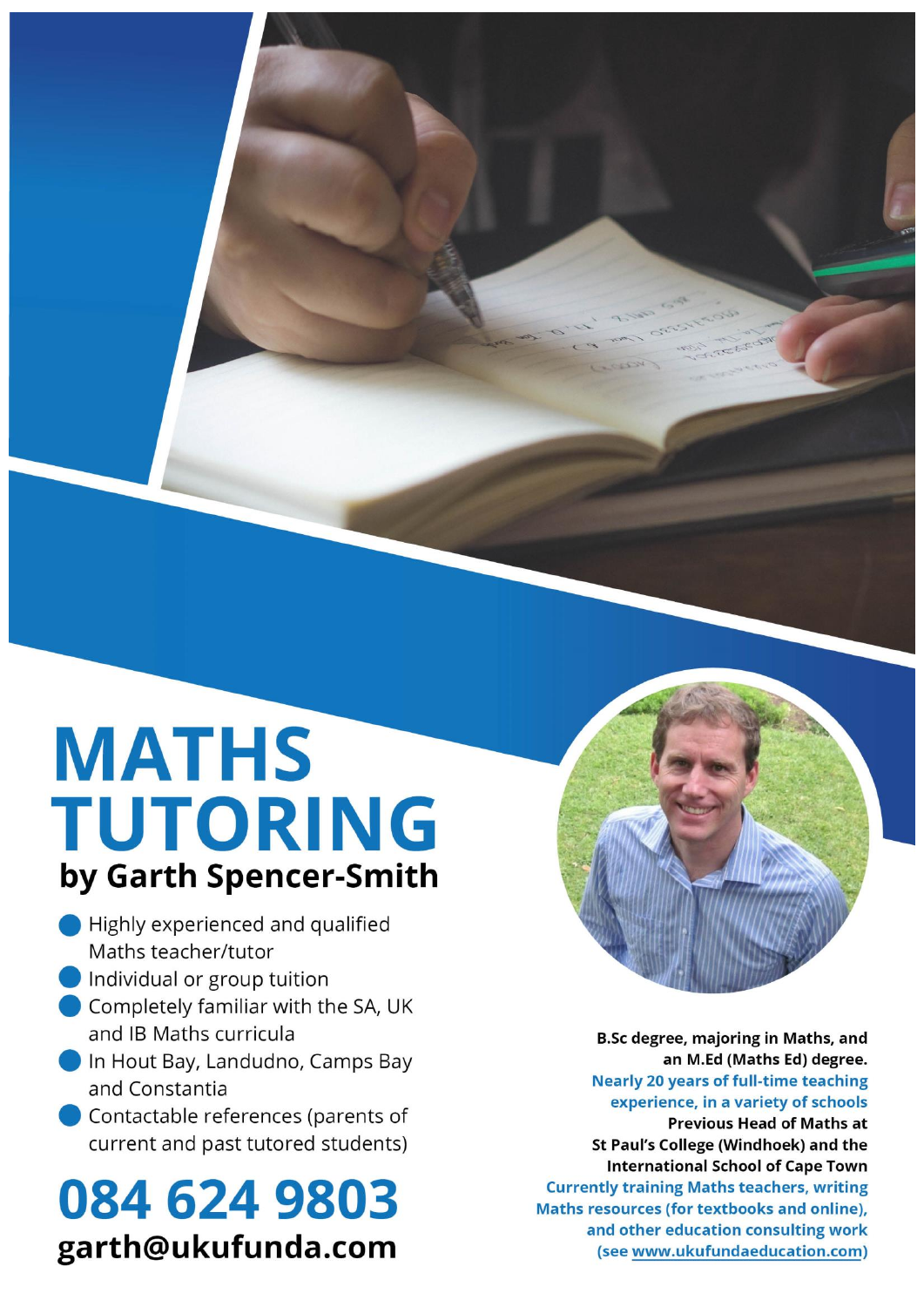# MATHS TUTORING

## by Garth Spencer-Smith

- Highly experienced and qualified Maths teacher/tutor
- Individual or group tuition
- Completely familiar with the SA, UK and IB Maths curricula
- In Hout Bay, Landudno, Camps Bay and Constantia
- Contactable references (parents of current and past tutored students)

## 084 624 9803

**garth@ukufunda.com**

**B.Sc degree, majoring in Maths, and an M.Ed (Maths Ed) degree.**

**Nearly 20 years of full-time teaching experience, in a variety of schools**

**Previous Head of Maths at St Paul's College (Windhoek) and the International School of Cape Town**

**Currently training Maths teachers, writing Maths resources (for textbooks and online), and other education consulting work (see www.ukufundaeducation.com)**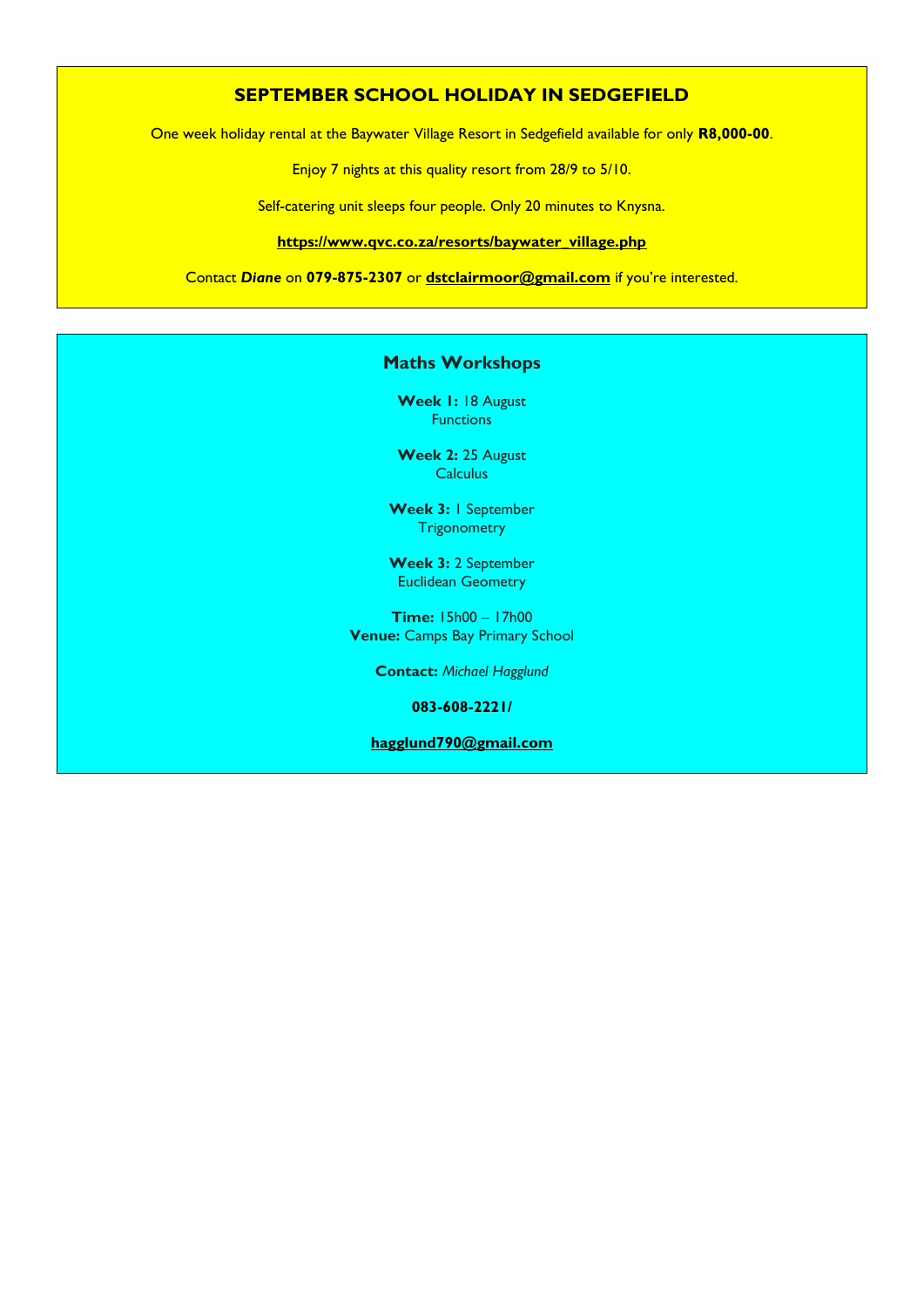## SEPTEMBER SCHOOL HOLIDAY IN SEDGEFIELD

One week holiday rental at the Baywater Village Resort in Sedgefield available for only **R8,000-00**.

Enjoy 7 nights at this quality resort from 28/9 to 5/10.

Self-catering unit sleeps four people. Only 20 minutes to Knysna.

**https://www.qvc.co.za/resorts/baywater_village.php**

Contact ***Diane*** on **079-875-2307** or **dstclairmoor@gmail.com** if you're interested.

## Maths Workshops

**Week 1:** 18 August
Functions

**Week 2:** 25 August
Calculus

**Week 3:** 1 September
Trigonometry

**Week 3:** 2 September
Euclidean Geometry

**Time:** 15h00 – 17h00
**Venue:** Camps Bay Primary School

**Contact:** *Michael Hagglund*

**083-608-2221/**

**hagglund790@gmail.com**